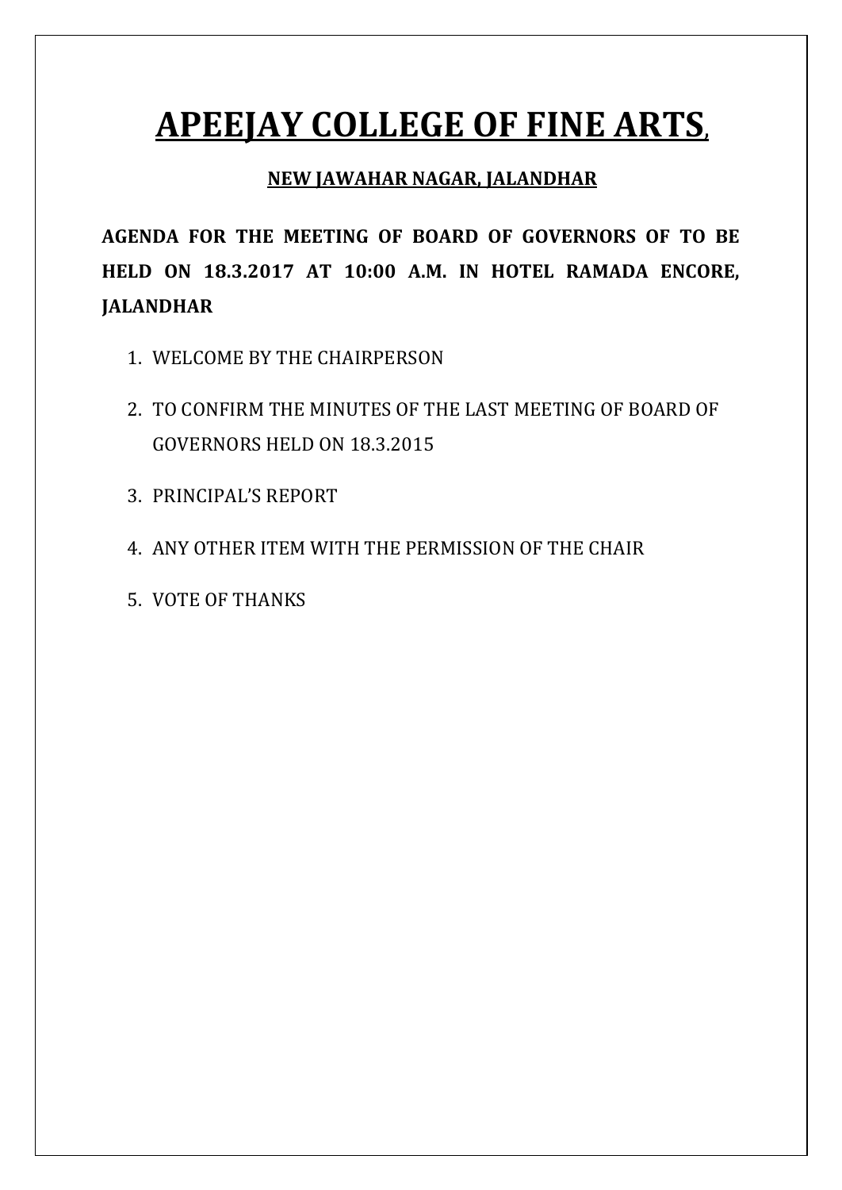# APEEJAY COLLEGE OF FINE ARTS,

## NEW JAWAHAR NAGAR, JALANDHAR

**AGENDA FOR THE MEETING OF BOARD OF GOVERNORS OF TO BE HELD ON 18.3.2017 AT 10:00 A.M. IN HOTEL RAMADA ENCORE, JALANDHAR**

1. WELCOME BY THE CHAIRPERSON
2. TO CONFIRM THE MINUTES OF THE LAST MEETING OF BOARD OF GOVERNORS HELD ON 18.3.2015
3. PRINCIPAL'S REPORT
4. ANY OTHER ITEM WITH THE PERMISSION OF THE CHAIR
5. VOTE OF THANKS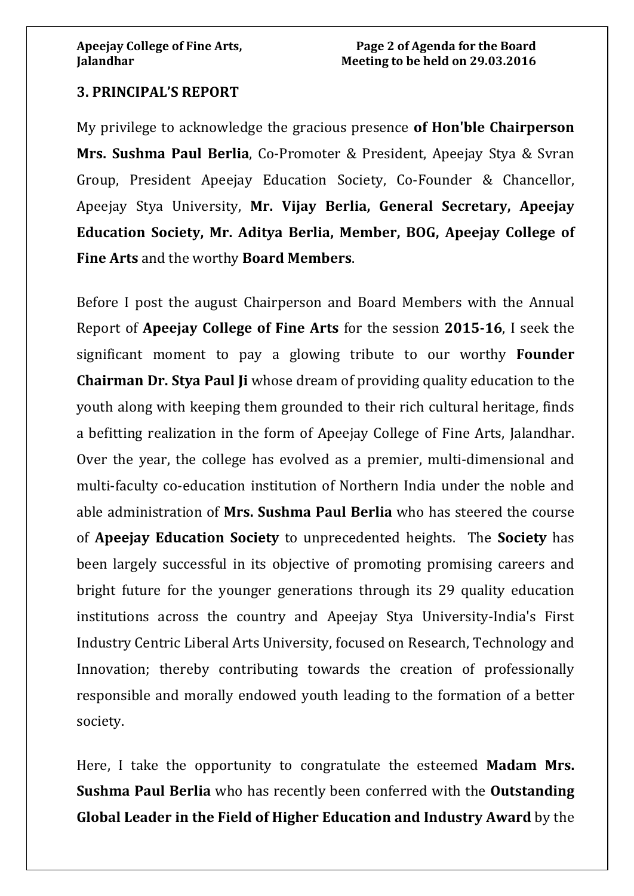## 3. PRINCIPAL'S REPORT

My privilege to acknowledge the gracious presence **of Hon'ble Chairperson Mrs. Sushma Paul Berlia**, Co-Promoter & President, Apeejay Stya & Svran Group, President Apeejay Education Society, Co-Founder & Chancellor, Apeejay Stya University, **Mr. Vijay Berlia, General Secretary, Apeejay Education Society, Mr. Aditya Berlia, Member, BOG, Apeejay College of Fine Arts** and the worthy **Board Members**.

Before I post the august Chairperson and Board Members with the Annual Report of **Apeejay College of Fine Arts** for the session **2015-16**, I seek the significant moment to pay a glowing tribute to our worthy **Founder Chairman Dr. Stya Paul Ji** whose dream of providing quality education to the youth along with keeping them grounded to their rich cultural heritage, finds a befitting realization in the form of Apeejay College of Fine Arts, Jalandhar. Over the year, the college has evolved as a premier, multi-dimensional and multi-faculty co-education institution of Northern India under the noble and able administration of **Mrs. Sushma Paul Berlia** who has steered the course of **Apeejay Education Society** to unprecedented heights. The **Society** has been largely successful in its objective of promoting promising careers and bright future for the younger generations through its 29 quality education institutions across the country and Apeejay Stya University-India's First Industry Centric Liberal Arts University, focused on Research, Technology and Innovation; thereby contributing towards the creation of professionally responsible and morally endowed youth leading to the formation of a better society.

Here, I take the opportunity to congratulate the esteemed **Madam Mrs. Sushma Paul Berlia** who has recently been conferred with the **Outstanding Global Leader in the Field of Higher Education and Industry Award** by the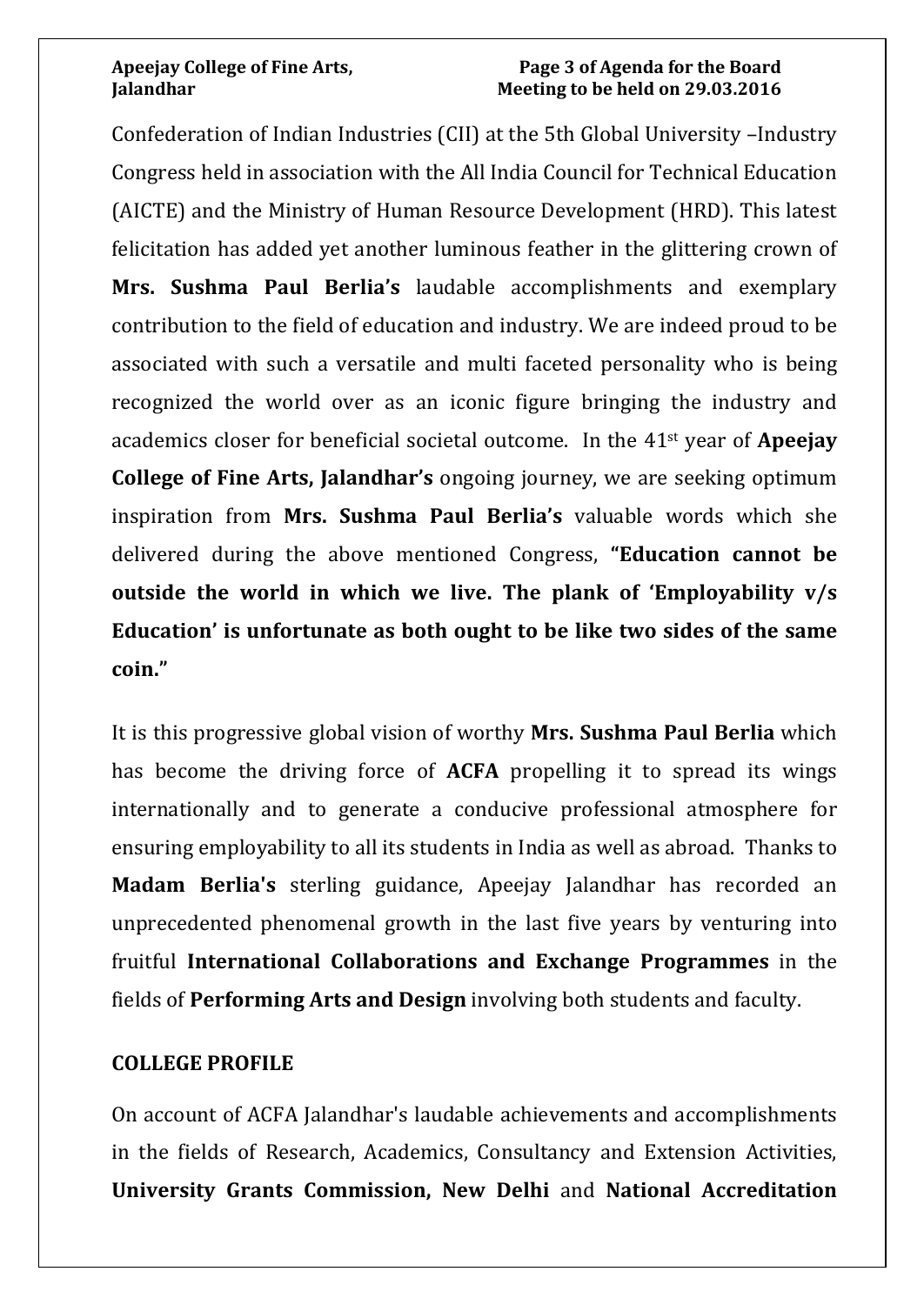Confederation of Indian Industries (CII) at the 5th Global University –Industry Congress held in association with the All India Council for Technical Education (AICTE) and the Ministry of Human Resource Development (HRD). This latest felicitation has added yet another luminous feather in the glittering crown of **Mrs. Sushma Paul Berlia's** laudable accomplishments and exemplary contribution to the field of education and industry. We are indeed proud to be associated with such a versatile and multi faceted personality who is being recognized the world over as an iconic figure bringing the industry and academics closer for beneficial societal outcome. In the 41st year of **Apeejay College of Fine Arts, Jalandhar's** ongoing journey, we are seeking optimum inspiration from **Mrs. Sushma Paul Berlia's** valuable words which she delivered during the above mentioned Congress, **"Education cannot be outside the world in which we live. The plank of 'Employability v/s Education' is unfortunate as both ought to be like two sides of the same coin."**

It is this progressive global vision of worthy **Mrs. Sushma Paul Berlia** which has become the driving force of **ACFA** propelling it to spread its wings internationally and to generate a conducive professional atmosphere for ensuring employability to all its students in India as well as abroad. Thanks to **Madam Berlia's** sterling guidance, Apeejay Jalandhar has recorded an unprecedented phenomenal growth in the last five years by venturing into fruitful **International Collaborations and Exchange Programmes** in the fields of **Performing Arts and Design** involving both students and faculty.

**COLLEGE PROFILE**

On account of ACFA Jalandhar's laudable achievements and accomplishments in the fields of Research, Academics, Consultancy and Extension Activities, **University Grants Commission, New Delhi** and **National Accreditation**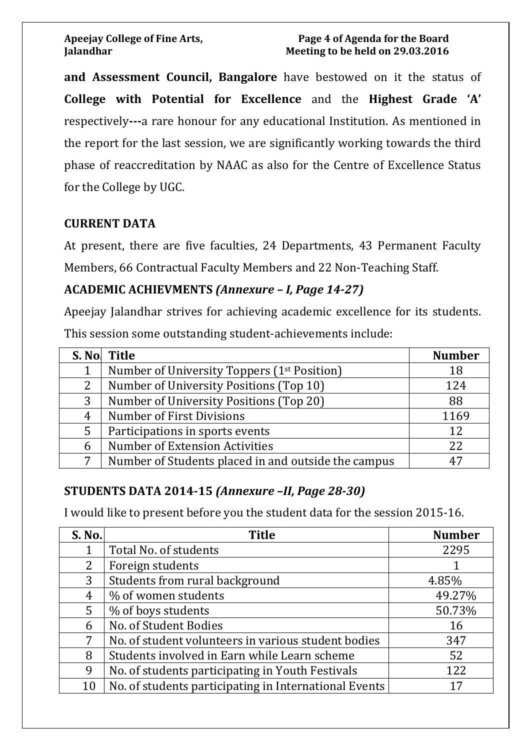**and Assessment Council, Bangalore** have bestowed on it the status of **College with Potential for Excellence** and the **Highest Grade 'A'** respectively**---**a rare honour for any educational Institution. As mentioned in the report for the last session, we are significantly working towards the third phase of reaccreditation by NAAC as also for the Centre of Excellence Status for the College by UGC.

**CURRENT DATA**

At present, there are five faculties, 24 Departments, 43 Permanent Faculty Members, 66 Contractual Faculty Members and 22 Non-Teaching Staff.

**ACADEMIC ACHIEVMENTS *(Annexure – I, Page 14-27)***

Apeejay Jalandhar strives for achieving academic excellence for its students. This session some outstanding student-achievements include:

| S. No. | Title | Number |
|---|---|---|
| 1 | Number of University Toppers (1st Position) | 18 |
| 2 | Number of University Positions (Top 10) | 124 |
| 3 | Number of University Positions (Top 20) | 88 |
| 4 | Number of First Divisions | 1169 |
| 5 | Participations in sports events | 12 |
| 6 | Number of Extension Activities | 22 |
| 7 | Number of Students placed in and outside the campus | 47 |

**STUDENTS DATA 2014-15 *(Annexure –II, Page 28-30)***

I would like to present before you the student data for the session 2015-16.

| S. No. | Title | Number |
|---|---|---|
| 1 | Total No. of students | 2295 |
| 2 | Foreign students | 1 |
| 3 | Students from rural background | 4.85% |
| 4 | % of women students | 49.27% |
| 5 | % of boys students | 50.73% |
| 6 | No. of Student Bodies | 16 |
| 7 | No. of student volunteers in various student bodies | 347 |
| 8 | Students involved in Earn while Learn scheme | 52 |
| 9 | No. of students participating in Youth Festivals | 122 |
| 10 | No. of students participating in International Events | 17 |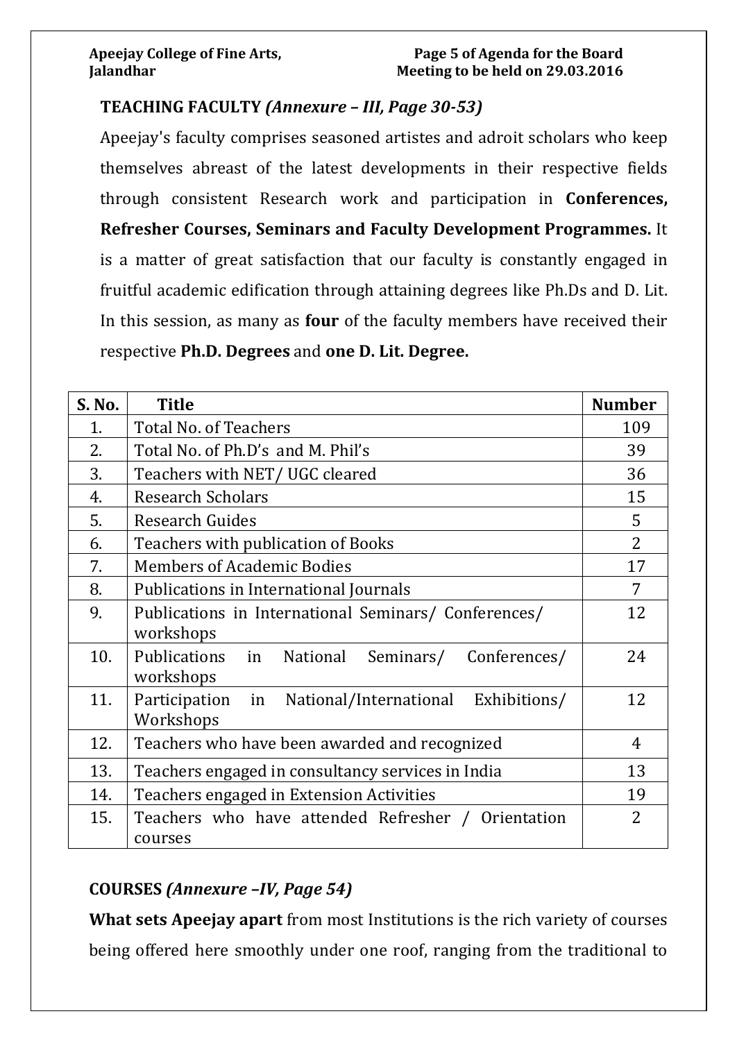**TEACHING FACULTY *(Annexure – III, Page 30-53)***

Apeejay's faculty comprises seasoned artistes and adroit scholars who keep themselves abreast of the latest developments in their respective fields through consistent Research work and participation in **Conferences, Refresher Courses, Seminars and Faculty Development Programmes.** It is a matter of great satisfaction that our faculty is constantly engaged in fruitful academic edification through attaining degrees like Ph.Ds and D. Lit. In this session, as many as **four** of the faculty members have received their respective **Ph.D. Degrees** and **one D. Lit. Degree.**

| S. No. | Title | Number |
|---|---|---|
| 1. | Total No. of Teachers | 109 |
| 2. | Total No. of Ph.D's and M. Phil's | 39 |
| 3. | Teachers with NET/ UGC cleared | 36 |
| 4. | Research Scholars | 15 |
| 5. | Research Guides | 5 |
| 6. | Teachers with publication of Books | 2 |
| 7. | Members of Academic Bodies | 17 |
| 8. | Publications in International Journals | 7 |
| 9. | Publications in International Seminars/ Conferences/ workshops | 12 |
| 10. | Publications in National Seminars/ Conferences/ workshops | 24 |
| 11. | Participation in National/International Exhibitions/ Workshops | 12 |
| 12. | Teachers who have been awarded and recognized | 4 |
| 13. | Teachers engaged in consultancy services in India | 13 |
| 14. | Teachers engaged in Extension Activities | 19 |
| 15. | Teachers who have attended Refresher / Orientation courses | 2 |

**COURSES *(Annexure –IV, Page 54)***

**What sets Apeejay apart** from most Institutions is the rich variety of courses being offered here smoothly under one roof, ranging from the traditional to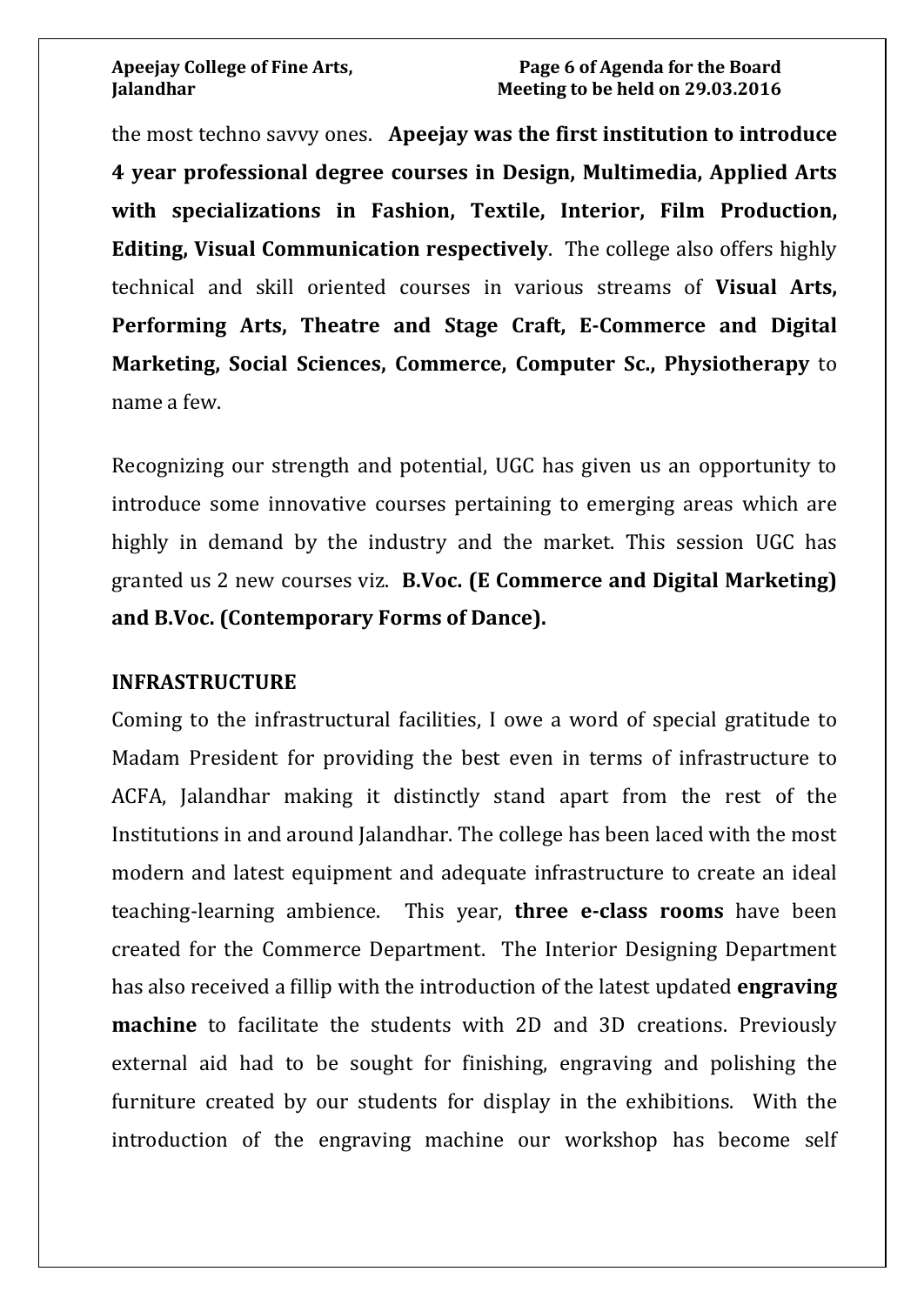the most techno savvy ones. **Apeejay was the first institution to introduce 4 year professional degree courses in Design, Multimedia, Applied Arts with specializations in Fashion, Textile, Interior, Film Production, Editing, Visual Communication respectively**. The college also offers highly technical and skill oriented courses in various streams of **Visual Arts, Performing Arts, Theatre and Stage Craft, E-Commerce and Digital Marketing, Social Sciences, Commerce, Computer Sc., Physiotherapy** to name a few.

Recognizing our strength and potential, UGC has given us an opportunity to introduce some innovative courses pertaining to emerging areas which are highly in demand by the industry and the market. This session UGC has granted us 2 new courses viz. **B.Voc. (E Commerce and Digital Marketing) and B.Voc. (Contemporary Forms of Dance).**

**INFRASTRUCTURE**

Coming to the infrastructural facilities, I owe a word of special gratitude to Madam President for providing the best even in terms of infrastructure to ACFA, Jalandhar making it distinctly stand apart from the rest of the Institutions in and around Jalandhar. The college has been laced with the most modern and latest equipment and adequate infrastructure to create an ideal teaching-learning ambience. This year, **three e-class rooms** have been created for the Commerce Department. The Interior Designing Department has also received a fillip with the introduction of the latest updated **engraving machine** to facilitate the students with 2D and 3D creations. Previously external aid had to be sought for finishing, engraving and polishing the furniture created by our students for display in the exhibitions. With the introduction of the engraving machine our workshop has become self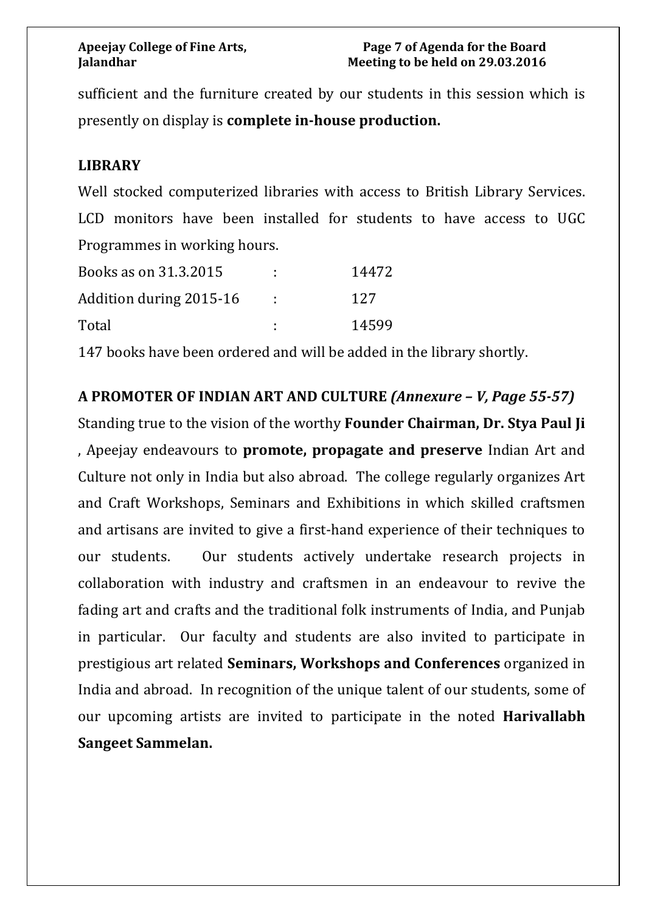sufficient and the furniture created by our students in this session which is presently on display is **complete in-house production.**

## LIBRARY

Well stocked computerized libraries with access to British Library Services. LCD monitors have been installed for students to have access to UGC Programmes in working hours.

| | | |
|---|---|---|
| Books as on 31.3.2015 | : | 14472 |
| Addition during 2015-16 | : | 127 |
| Total | : | 14599 |

147 books have been ordered and will be added in the library shortly.

## A PROMOTER OF INDIAN ART AND CULTURE *(Annexure – V, Page 55-57)*

Standing true to the vision of the worthy **Founder Chairman, Dr. Stya Paul Ji** , Apeejay endeavours to **promote, propagate and preserve** Indian Art and Culture not only in India but also abroad. The college regularly organizes Art and Craft Workshops, Seminars and Exhibitions in which skilled craftsmen and artisans are invited to give a first-hand experience of their techniques to our students. Our students actively undertake research projects in collaboration with industry and craftsmen in an endeavour to revive the fading art and crafts and the traditional folk instruments of India, and Punjab in particular. Our faculty and students are also invited to participate in prestigious art related **Seminars, Workshops and Conferences** organized in India and abroad. In recognition of the unique talent of our students, some of our upcoming artists are invited to participate in the noted **Harivallabh Sangeet Sammelan.**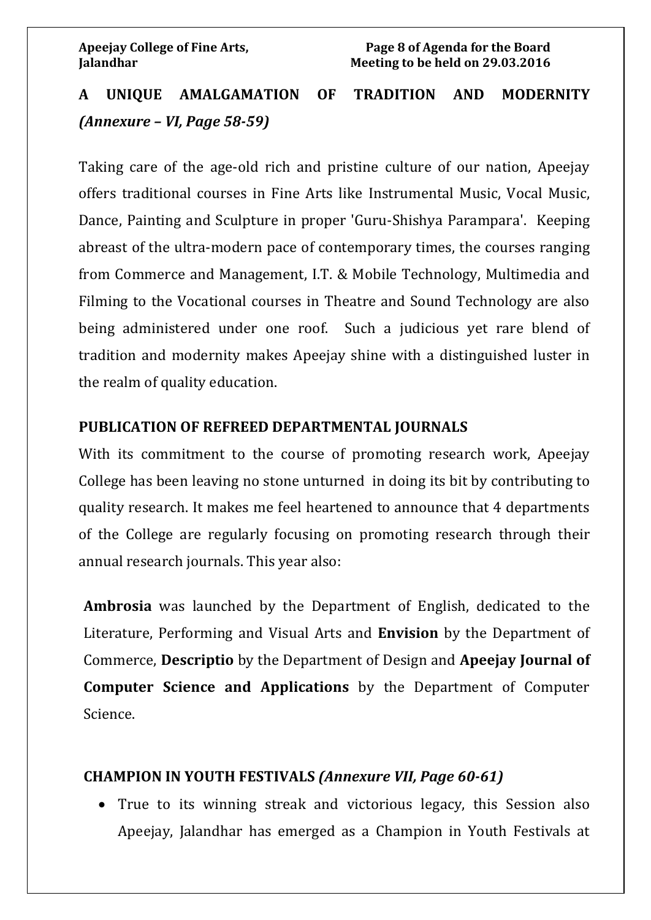## A UNIQUE AMALGAMATION OF TRADITION AND MODERNITY *(Annexure – VI, Page 58-59)*

Taking care of the age-old rich and pristine culture of our nation, Apeejay offers traditional courses in Fine Arts like Instrumental Music, Vocal Music, Dance, Painting and Sculpture in proper 'Guru-Shishya Parampara'. Keeping abreast of the ultra-modern pace of contemporary times, the courses ranging from Commerce and Management, I.T. & Mobile Technology, Multimedia and Filming to the Vocational courses in Theatre and Sound Technology are also being administered under one roof. Such a judicious yet rare blend of tradition and modernity makes Apeejay shine with a distinguished luster in the realm of quality education.

## PUBLICATION OF REFREED DEPARTMENTAL JOURNALS

With its commitment to the course of promoting research work, Apeejay College has been leaving no stone unturned in doing its bit by contributing to quality research. It makes me feel heartened to announce that 4 departments of the College are regularly focusing on promoting research through their annual research journals. This year also:

**Ambrosia** was launched by the Department of English, dedicated to the Literature, Performing and Visual Arts and **Envision** by the Department of Commerce, **Descriptio** by the Department of Design and **Apeejay Journal of Computer Science and Applications** by the Department of Computer Science.

## CHAMPION IN YOUTH FESTIVALS *(Annexure VII, Page 60-61)*

- True to its winning streak and victorious legacy, this Session also Apeejay, Jalandhar has emerged as a Champion in Youth Festivals at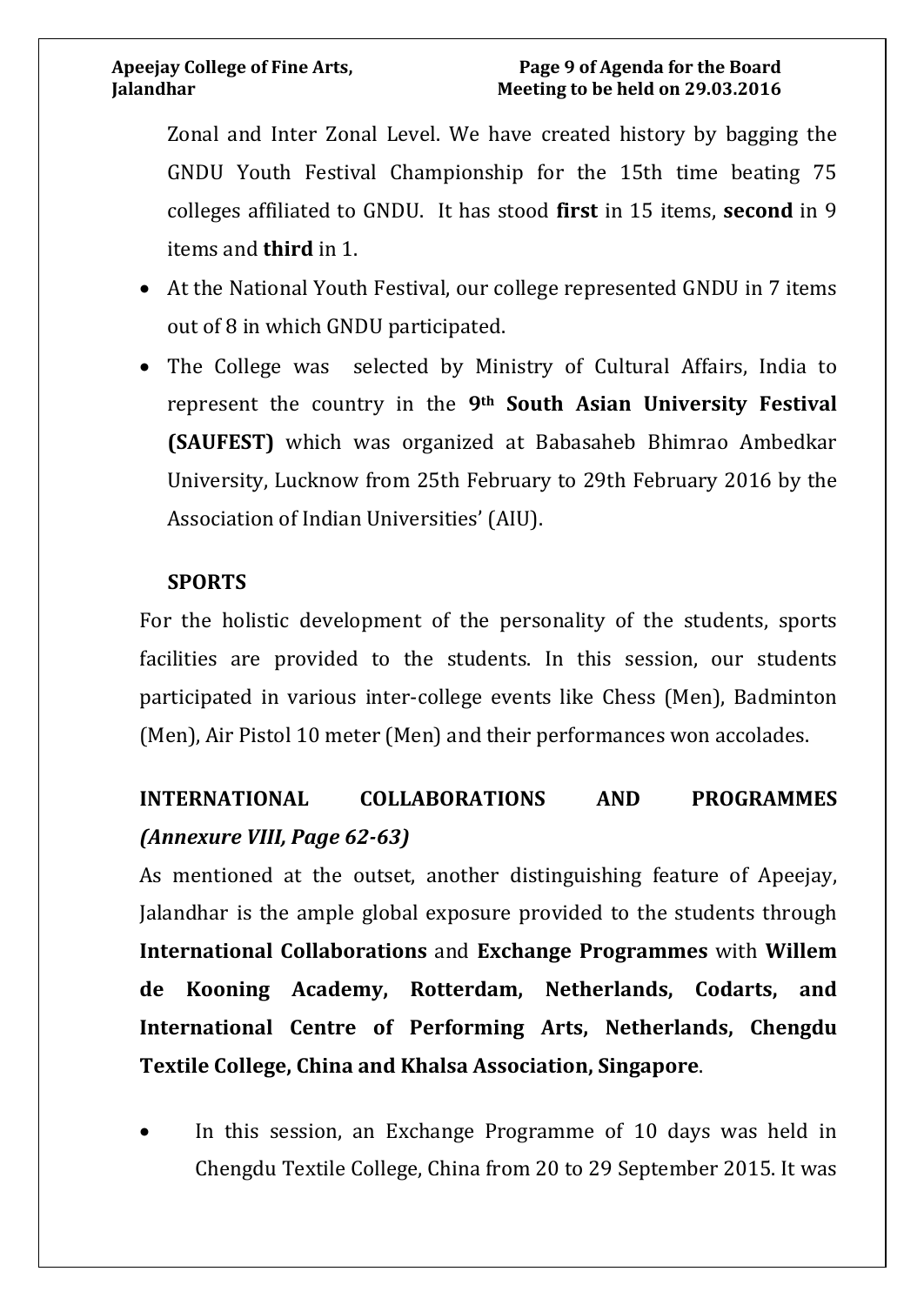Zonal and Inter Zonal Level. We have created history by bagging the GNDU Youth Festival Championship for the 15th time beating 75 colleges affiliated to GNDU. It has stood **first** in 15 items, **second** in 9 items and **third** in 1.

- At the National Youth Festival, our college represented GNDU in 7 items out of 8 in which GNDU participated.
- The College was selected by Ministry of Cultural Affairs, India to represent the country in the **9th South Asian University Festival (SAUFEST)** which was organized at Babasaheb Bhimrao Ambedkar University, Lucknow from 25th February to 29th February 2016 by the Association of Indian Universities' (AIU).

**SPORTS**

For the holistic development of the personality of the students, sports facilities are provided to the students. In this session, our students participated in various inter-college events like Chess (Men), Badminton (Men), Air Pistol 10 meter (Men) and their performances won accolades.

## INTERNATIONAL COLLABORATIONS AND PROGRAMMES *(Annexure VIII, Page 62-63)*

As mentioned at the outset, another distinguishing feature of Apeejay, Jalandhar is the ample global exposure provided to the students through **International Collaborations** and **Exchange Programmes** with **Willem de Kooning Academy, Rotterdam, Netherlands, Codarts, and International Centre of Performing Arts, Netherlands, Chengdu Textile College, China and Khalsa Association, Singapore**.

- In this session, an Exchange Programme of 10 days was held in Chengdu Textile College, China from 20 to 29 September 2015. It was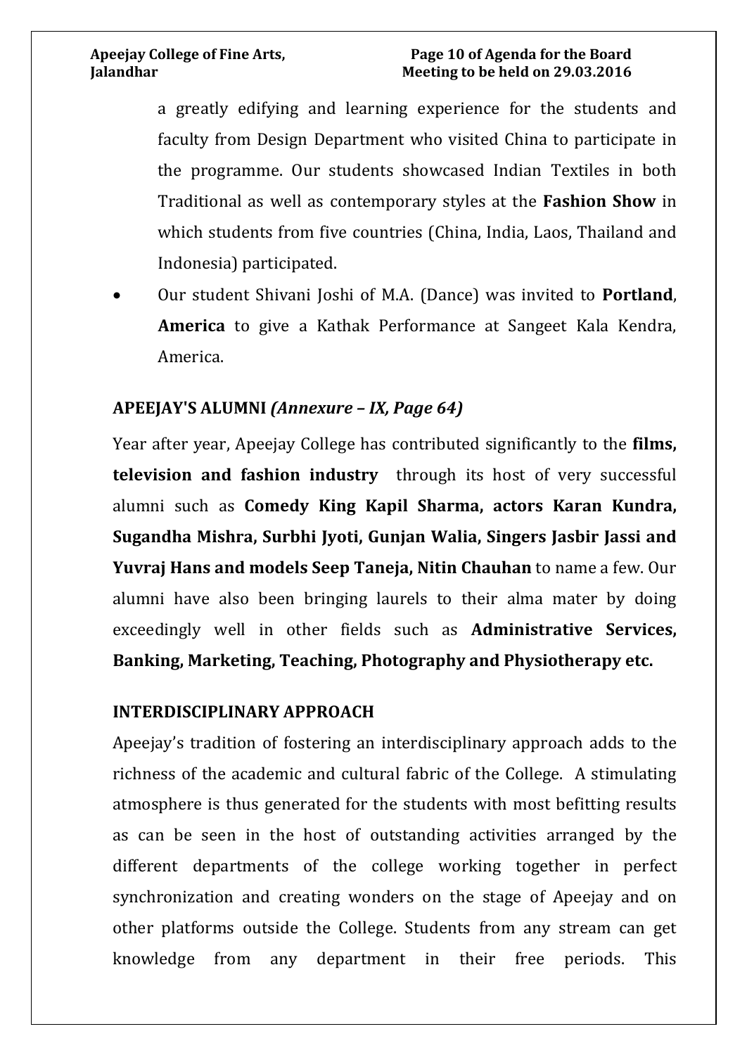a greatly edifying and learning experience for the students and faculty from Design Department who visited China to participate in the programme. Our students showcased Indian Textiles in both Traditional as well as contemporary styles at the **Fashion Show** in which students from five countries (China, India, Laos, Thailand and Indonesia) participated.

- Our student Shivani Joshi of M.A. (Dance) was invited to **Portland**, **America** to give a Kathak Performance at Sangeet Kala Kendra, America.

## APEEJAY'S ALUMNI *(Annexure – IX, Page 64)*

Year after year, Apeejay College has contributed significantly to the **films, television and fashion industry** through its host of very successful alumni such as **Comedy King Kapil Sharma, actors Karan Kundra, Sugandha Mishra, Surbhi Jyoti, Gunjan Walia, Singers Jasbir Jassi and Yuvraj Hans and models Seep Taneja, Nitin Chauhan** to name a few. Our alumni have also been bringing laurels to their alma mater by doing exceedingly well in other fields such as **Administrative Services, Banking, Marketing, Teaching, Photography and Physiotherapy etc.**

## INTERDISCIPLINARY APPROACH

Apeejay's tradition of fostering an interdisciplinary approach adds to the richness of the academic and cultural fabric of the College. A stimulating atmosphere is thus generated for the students with most befitting results as can be seen in the host of outstanding activities arranged by the different departments of the college working together in perfect synchronization and creating wonders on the stage of Apeejay and on other platforms outside the College. Students from any stream can get knowledge from any department in their free periods. This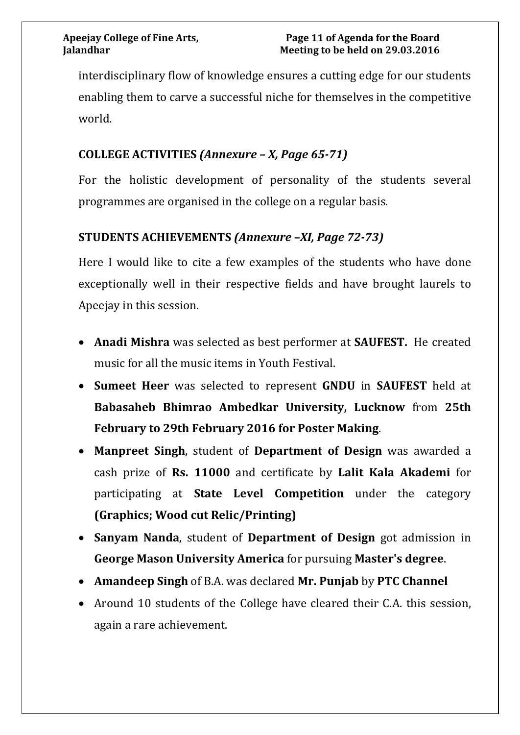interdisciplinary flow of knowledge ensures a cutting edge for our students enabling them to carve a successful niche for themselves in the competitive world.

### COLLEGE ACTIVITIES *(Annexure – X, Page 65-71)*

For the holistic development of personality of the students several programmes are organised in the college on a regular basis.

### STUDENTS ACHIEVEMENTS *(Annexure –XI, Page 72-73)*

Here I would like to cite a few examples of the students who have done exceptionally well in their respective fields and have brought laurels to Apeejay in this session.

- **Anadi Mishra** was selected as best performer at **SAUFEST.** He created music for all the music items in Youth Festival.
- **Sumeet Heer** was selected to represent **GNDU** in **SAUFEST** held at **Babasaheb Bhimrao Ambedkar University, Lucknow** from **25th February to 29th February 2016 for Poster Making**.
- **Manpreet Singh**, student of **Department of Design** was awarded a cash prize of **Rs. 11000** and certificate by **Lalit Kala Akademi** for participating at **State Level Competition** under the category **(Graphics; Wood cut Relic/Printing)**
- **Sanyam Nanda**, student of **Department of Design** got admission in **George Mason University America** for pursuing **Master's degree**.
- **Amandeep Singh** of B.A. was declared **Mr. Punjab** by **PTC Channel**
- Around 10 students of the College have cleared their C.A. this session, again a rare achievement.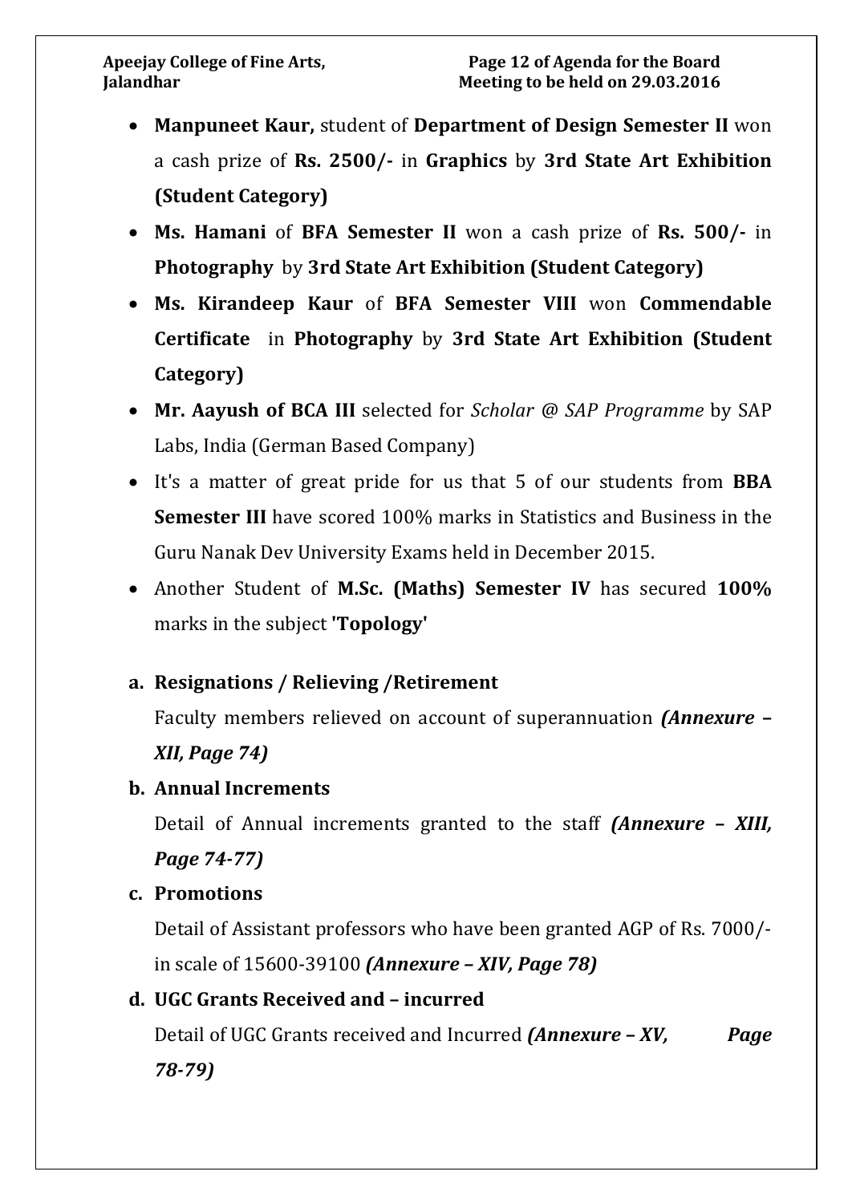- **Manpuneet Kaur,** student of **Department of Design Semester II** won a cash prize of **Rs. 2500/-** in **Graphics** by **3rd State Art Exhibition (Student Category)**
- **Ms. Hamani** of **BFA Semester II** won a cash prize of **Rs. 500/-** in **Photography** by **3rd State Art Exhibition (Student Category)**
- **Ms. Kirandeep Kaur** of **BFA Semester VIII** won **Commendable Certificate** in **Photography** by **3rd State Art Exhibition (Student Category)**
- **Mr. Aayush of BCA III** selected for *Scholar @ SAP Programme* by SAP Labs, India (German Based Company)
- It's a matter of great pride for us that 5 of our students from **BBA Semester III** have scored 100% marks in Statistics and Business in the Guru Nanak Dev University Exams held in December 2015.
- Another Student of **M.Sc. (Maths) Semester IV** has secured **100%** marks in the subject **'Topology'**

**a. Resignations / Relieving /Retirement**

Faculty members relieved on account of superannuation ***(Annexure – XII, Page 74)***

**b. Annual Increments**

Detail of Annual increments granted to the staff ***(Annexure – XIII, Page 74-77)***

**c. Promotions**

Detail of Assistant professors who have been granted AGP of Rs. 7000/- in scale of 15600-39100 ***(Annexure – XIV, Page 78)***

**d. UGC Grants Received and – incurred**

Detail of UGC Grants received and Incurred ***(Annexure – XV, Page 78-79)***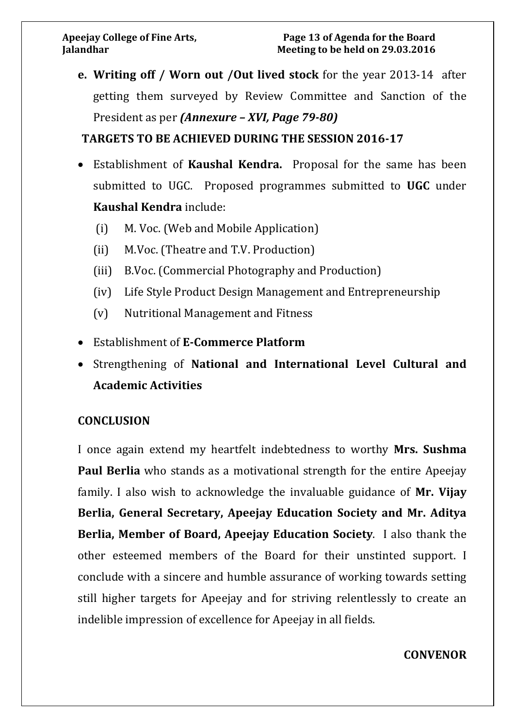e. **Writing off / Worn out /Out lived stock** for the year 2013-14 after getting them surveyed by Review Committee and Sanction of the President as per ***(Annexure – XVI, Page 79-80)***

**TARGETS TO BE ACHIEVED DURING THE SESSION 2016-17**

- Establishment of **Kaushal Kendra.** Proposal for the same has been submitted to UGC. Proposed programmes submitted to **UGC** under **Kaushal Kendra** include:
  - (i) M. Voc. (Web and Mobile Application)
  - (ii) M.Voc. (Theatre and T.V. Production)
  - (iii) B.Voc. (Commercial Photography and Production)
  - (iv) Life Style Product Design Management and Entrepreneurship
  - (v) Nutritional Management and Fitness
- Establishment of **E-Commerce Platform**
- Strengthening of **National and International Level Cultural and Academic Activities**

**CONCLUSION**

I once again extend my heartfelt indebtedness to worthy **Mrs. Sushma Paul Berlia** who stands as a motivational strength for the entire Apeejay family. I also wish to acknowledge the invaluable guidance of **Mr. Vijay Berlia, General Secretary, Apeejay Education Society and Mr. Aditya Berlia, Member of Board, Apeejay Education Society**. I also thank the other esteemed members of the Board for their unstinted support. I conclude with a sincere and humble assurance of working towards setting still higher targets for Apeejay and for striving relentlessly to create an indelible impression of excellence for Apeejay in all fields.

**CONVENOR**